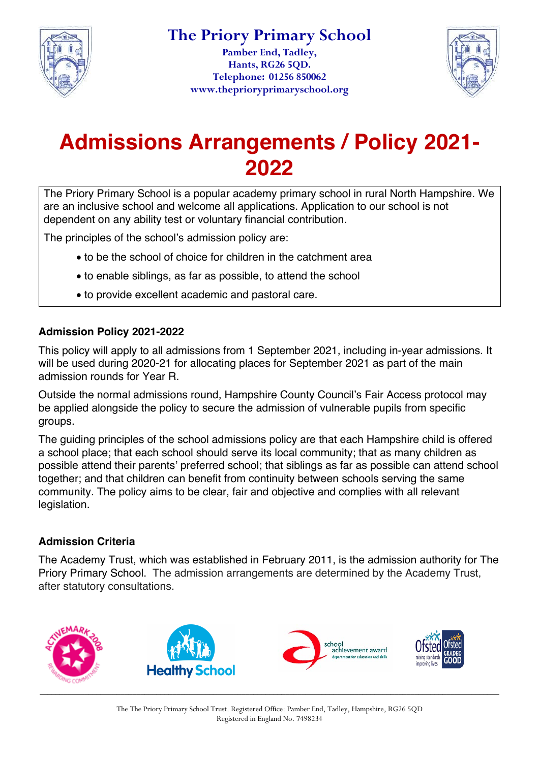# The Priory Primary School

**Pamber End, Tadley,**
**Hants, RG26 5QD.**
**Telephone: 01256 850062**
**www.theprioryprimaryschool.org**

# Admissions Arrangements / Policy 2021-2022

The Priory Primary School is a popular academy primary school in rural North Hampshire. We are an inclusive school and welcome all applications. Application to our school is not dependent on any ability test or voluntary financial contribution.

The principles of the school's admission policy are:

- to be the school of choice for children in the catchment area
- to enable siblings, as far as possible, to attend the school
- to provide excellent academic and pastoral care.

### Admission Policy 2021-2022

This policy will apply to all admissions from 1 September 2021, including in-year admissions. It will be used during 2020-21 for allocating places for September 2021 as part of the main admission rounds for Year R.

Outside the normal admissions round, Hampshire County Council's Fair Access protocol may be applied alongside the policy to secure the admission of vulnerable pupils from specific groups.

The guiding principles of the school admissions policy are that each Hampshire child is offered a school place; that each school should serve its local community; that as many children as possible attend their parents' preferred school; that siblings as far as possible can attend school together; and that children can benefit from continuity between schools serving the same community. The policy aims to be clear, fair and objective and complies with all relevant legislation.

### Admission Criteria

The Academy Trust, which was established in February 2011, is the admission authority for The Priory Primary School. The admission arrangements are determined by the Academy Trust, after statutory consultations.

The The Priory Primary School Trust. Registered Office: Pamber End, Tadley, Hampshire, RG26 5QD
Registered in England No. 7498234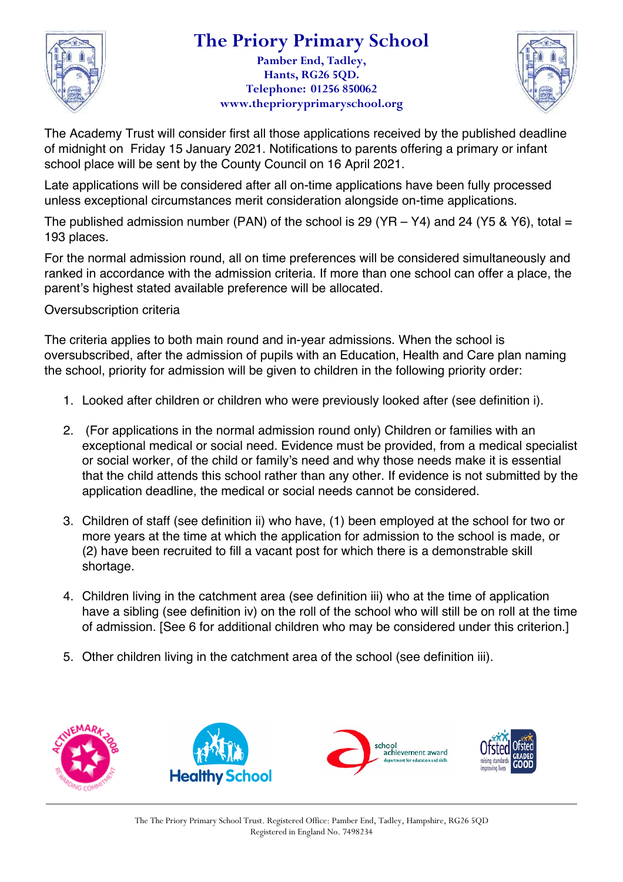The Academy Trust will consider first all those applications received by the published deadline of midnight on Friday 15 January 2021. Notifications to parents offering a primary or infant school place will be sent by the County Council on 16 April 2021.

Late applications will be considered after all on-time applications have been fully processed unless exceptional circumstances merit consideration alongside on-time applications.

The published admission number (PAN) of the school is 29 (YR – Y4) and 24 (Y5 & Y6), total = 193 places.

For the normal admission round, all on time preferences will be considered simultaneously and ranked in accordance with the admission criteria. If more than one school can offer a place, the parent's highest stated available preference will be allocated.

Oversubscription criteria

The criteria applies to both main round and in-year admissions. When the school is oversubscribed, after the admission of pupils with an Education, Health and Care plan naming the school, priority for admission will be given to children in the following priority order:

1. Looked after children or children who were previously looked after (see definition i).

2. (For applications in the normal admission round only) Children or families with an exceptional medical or social need. Evidence must be provided, from a medical specialist or social worker, of the child or family's need and why those needs make it is essential that the child attends this school rather than any other. If evidence is not submitted by the application deadline, the medical or social needs cannot be considered.

3. Children of staff (see definition ii) who have, (1) been employed at the school for two or more years at the time at which the application for admission to the school is made, or (2) have been recruited to fill a vacant post for which there is a demonstrable skill shortage.

4. Children living in the catchment area (see definition iii) who at the time of application have a sibling (see definition iv) on the roll of the school who will still be on roll at the time of admission. [See 6 for additional children who may be considered under this criterion.]

5. Other children living in the catchment area of the school (see definition iii).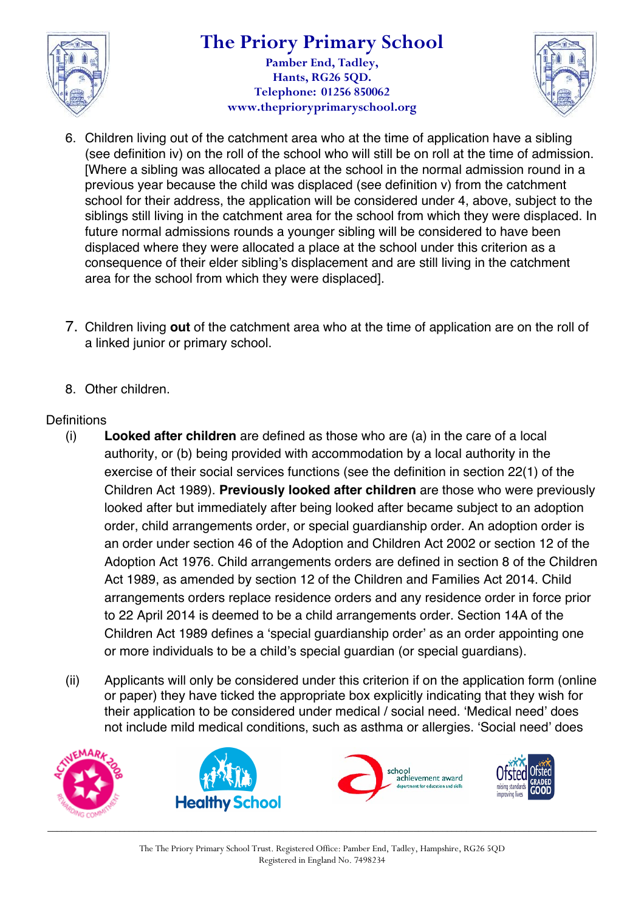6. Children living out of the catchment area who at the time of application have a sibling (see definition iv) on the roll of the school who will still be on roll at the time of admission. [Where a sibling was allocated a place at the school in the normal admission round in a previous year because the child was displaced (see definition v) from the catchment school for their address, the application will be considered under 4, above, subject to the siblings still living in the catchment area for the school from which they were displaced. In future normal admissions rounds a younger sibling will be considered to have been displaced where they were allocated a place at the school under this criterion as a consequence of their elder sibling's displacement and are still living in the catchment area for the school from which they were displaced].

7. Children living **out** of the catchment area who at the time of application are on the roll of a linked junior or primary school.

8. Other children.

Definitions

(i) **Looked after children** are defined as those who are (a) in the care of a local authority, or (b) being provided with accommodation by a local authority in the exercise of their social services functions (see the definition in section 22(1) of the Children Act 1989). **Previously looked after children** are those who were previously looked after but immediately after being looked after became subject to an adoption order, child arrangements order, or special guardianship order. An adoption order is an order under section 46 of the Adoption and Children Act 2002 or section 12 of the Adoption Act 1976. Child arrangements orders are defined in section 8 of the Children Act 1989, as amended by section 12 of the Children and Families Act 2014. Child arrangements orders replace residence orders and any residence order in force prior to 22 April 2014 is deemed to be a child arrangements order. Section 14A of the Children Act 1989 defines a 'special guardianship order' as an order appointing one or more individuals to be a child's special guardian (or special guardians).

(ii) Applicants will only be considered under this criterion if on the application form (online or paper) they have ticked the appropriate box explicitly indicating that they wish for their application to be considered under medical / social need. 'Medical need' does not include mild medical conditions, such as asthma or allergies. 'Social need' does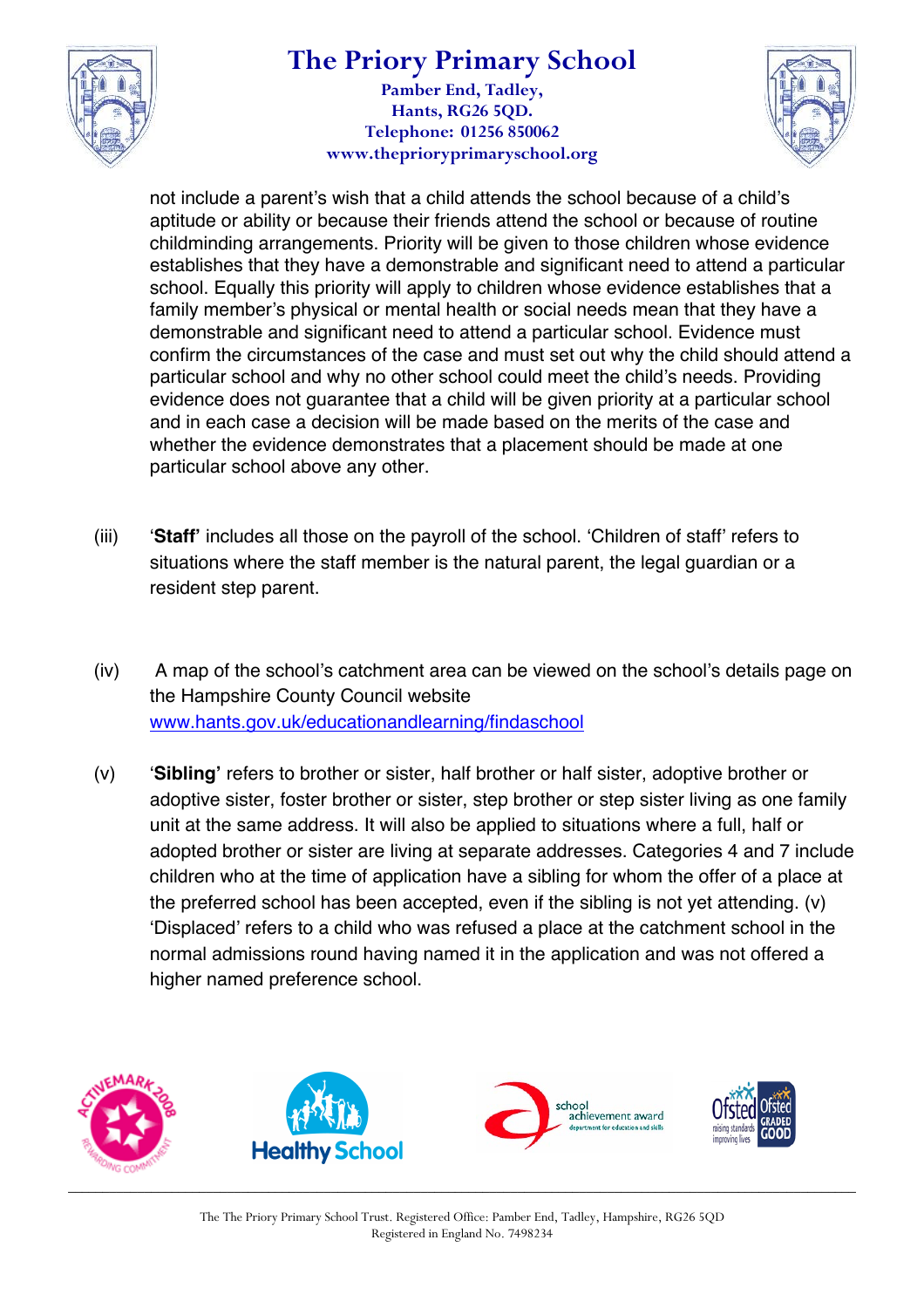not include a parent's wish that a child attends the school because of a child's aptitude or ability or because their friends attend the school or because of routine childminding arrangements. Priority will be given to those children whose evidence establishes that they have a demonstrable and significant need to attend a particular school. Equally this priority will apply to children whose evidence establishes that a family member's physical or mental health or social needs mean that they have a demonstrable and significant need to attend a particular school. Evidence must confirm the circumstances of the case and must set out why the child should attend a particular school and why no other school could meet the child's needs. Providing evidence does not guarantee that a child will be given priority at a particular school and in each case a decision will be made based on the merits of the case and whether the evidence demonstrates that a placement should be made at one particular school above any other.

(iii) '**Staff**' includes all those on the payroll of the school. 'Children of staff' refers to situations where the staff member is the natural parent, the legal guardian or a resident step parent.

(iv) A map of the school's catchment area can be viewed on the school's details page on the Hampshire County Council website www.hants.gov.uk/educationandlearning/findaschool

(v) '**Sibling**' refers to brother or sister, half brother or half sister, adoptive brother or adoptive sister, foster brother or sister, step brother or step sister living as one family unit at the same address. It will also be applied to situations where a full, half or adopted brother or sister are living at separate addresses. Categories 4 and 7 include children who at the time of application have a sibling for whom the offer of a place at the preferred school has been accepted, even if the sibling is not yet attending. (v) 'Displaced' refers to a child who was refused a place at the catchment school in the normal admissions round having named it in the application and was not offered a higher named preference school.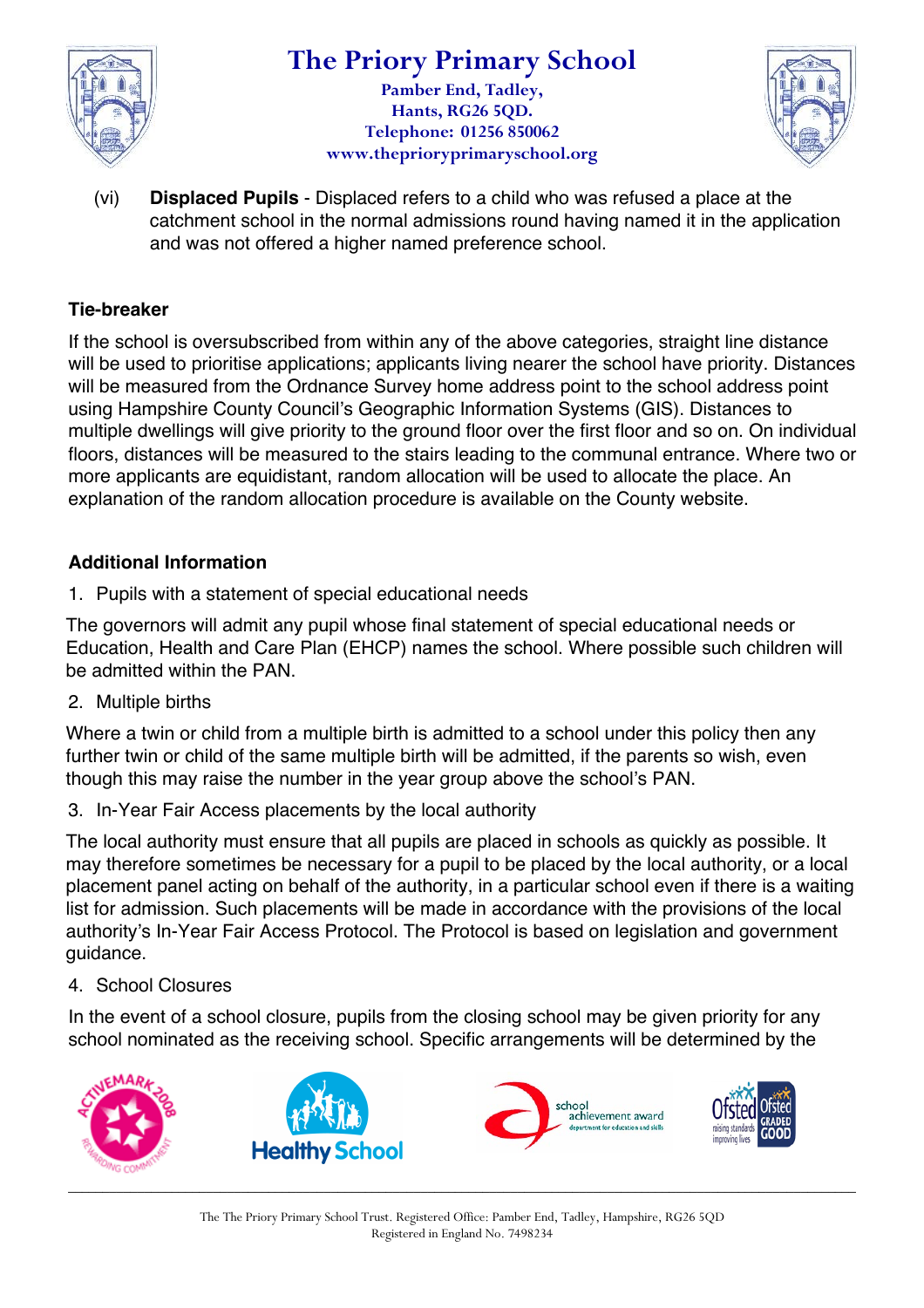(vi) **Displaced Pupils** - Displaced refers to a child who was refused a place at the catchment school in the normal admissions round having named it in the application and was not offered a higher named preference school.

**Tie-breaker**

If the school is oversubscribed from within any of the above categories, straight line distance will be used to prioritise applications; applicants living nearer the school have priority. Distances will be measured from the Ordnance Survey home address point to the school address point using Hampshire County Council's Geographic Information Systems (GIS). Distances to multiple dwellings will give priority to the ground floor over the first floor and so on. On individual floors, distances will be measured to the stairs leading to the communal entrance. Where two or more applicants are equidistant, random allocation will be used to allocate the place. An explanation of the random allocation procedure is available on the County website.

**Additional Information**

1. Pupils with a statement of special educational needs

The governors will admit any pupil whose final statement of special educational needs or Education, Health and Care Plan (EHCP) names the school. Where possible such children will be admitted within the PAN.

2. Multiple births

Where a twin or child from a multiple birth is admitted to a school under this policy then any further twin or child of the same multiple birth will be admitted, if the parents so wish, even though this may raise the number in the year group above the school's PAN.

3. In-Year Fair Access placements by the local authority

The local authority must ensure that all pupils are placed in schools as quickly as possible. It may therefore sometimes be necessary for a pupil to be placed by the local authority, or a local placement panel acting on behalf of the authority, in a particular school even if there is a waiting list for admission. Such placements will be made in accordance with the provisions of the local authority's In-Year Fair Access Protocol. The Protocol is based on legislation and government guidance.

4. School Closures

In the event of a school closure, pupils from the closing school may be given priority for any school nominated as the receiving school. Specific arrangements will be determined by the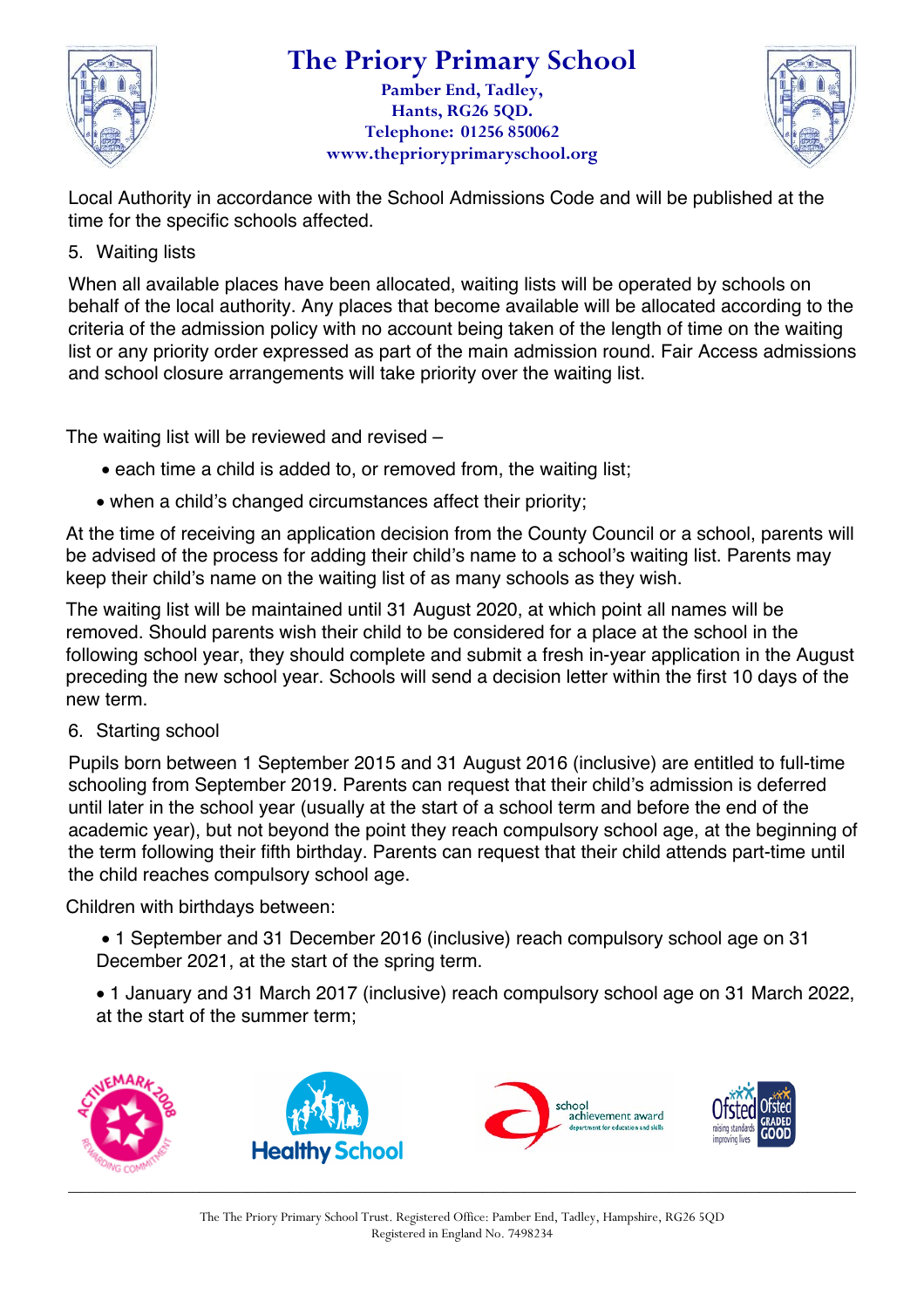Local Authority in accordance with the School Admissions Code and will be published at the time for the specific schools affected.

5. Waiting lists

When all available places have been allocated, waiting lists will be operated by schools on behalf of the local authority. Any places that become available will be allocated according to the criteria of the admission policy with no account being taken of the length of time on the waiting list or any priority order expressed as part of the main admission round. Fair Access admissions and school closure arrangements will take priority over the waiting list.

The waiting list will be reviewed and revised –

- each time a child is added to, or removed from, the waiting list;
- when a child's changed circumstances affect their priority;

At the time of receiving an application decision from the County Council or a school, parents will be advised of the process for adding their child's name to a school's waiting list. Parents may keep their child's name on the waiting list of as many schools as they wish.

The waiting list will be maintained until 31 August 2020, at which point all names will be removed. Should parents wish their child to be considered for a place at the school in the following school year, they should complete and submit a fresh in-year application in the August preceding the new school year. Schools will send a decision letter within the first 10 days of the new term.

6. Starting school

Pupils born between 1 September 2015 and 31 August 2016 (inclusive) are entitled to full-time schooling from September 2019. Parents can request that their child's admission is deferred until later in the school year (usually at the start of a school term and before the end of the academic year), but not beyond the point they reach compulsory school age, at the beginning of the term following their fifth birthday. Parents can request that their child attends part-time until the child reaches compulsory school age.

Children with birthdays between:

- 1 September and 31 December 2016 (inclusive) reach compulsory school age on 31 December 2021, at the start of the spring term.
- 1 January and 31 March 2017 (inclusive) reach compulsory school age on 31 March 2022, at the start of the summer term;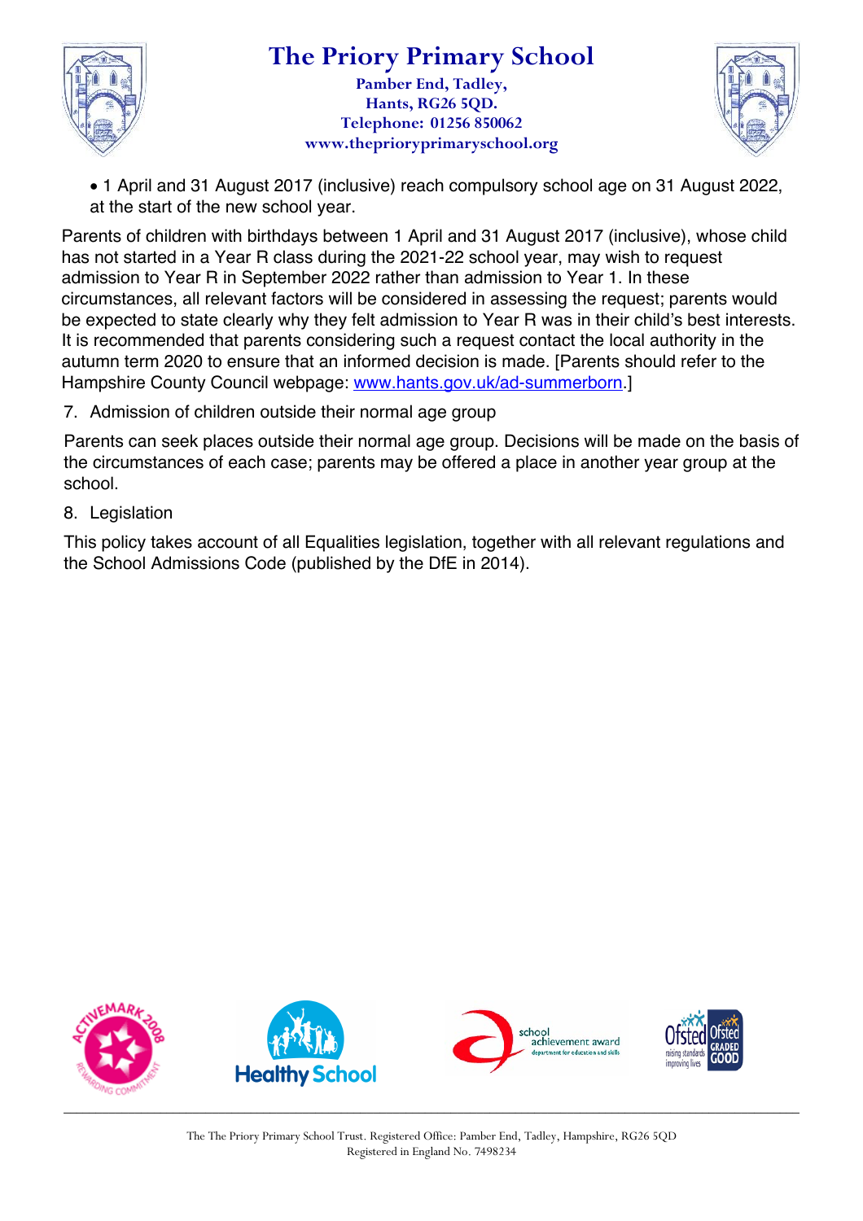- 1 April and 31 August 2017 (inclusive) reach compulsory school age on 31 August 2022, at the start of the new school year.

Parents of children with birthdays between 1 April and 31 August 2017 (inclusive), whose child has not started in a Year R class during the 2021-22 school year, may wish to request admission to Year R in September 2022 rather than admission to Year 1. In these circumstances, all relevant factors will be considered in assessing the request; parents would be expected to state clearly why they felt admission to Year R was in their child's best interests. It is recommended that parents considering such a request contact the local authority in the autumn term 2020 to ensure that an informed decision is made. [Parents should refer to the Hampshire County Council webpage: www.hants.gov.uk/ad-summerborn.]

7. Admission of children outside their normal age group

Parents can seek places outside their normal age group. Decisions will be made on the basis of the circumstances of each case; parents may be offered a place in another year group at the school.

8. Legislation

This policy takes account of all Equalities legislation, together with all relevant regulations and the School Admissions Code (published by the DfE in 2014).